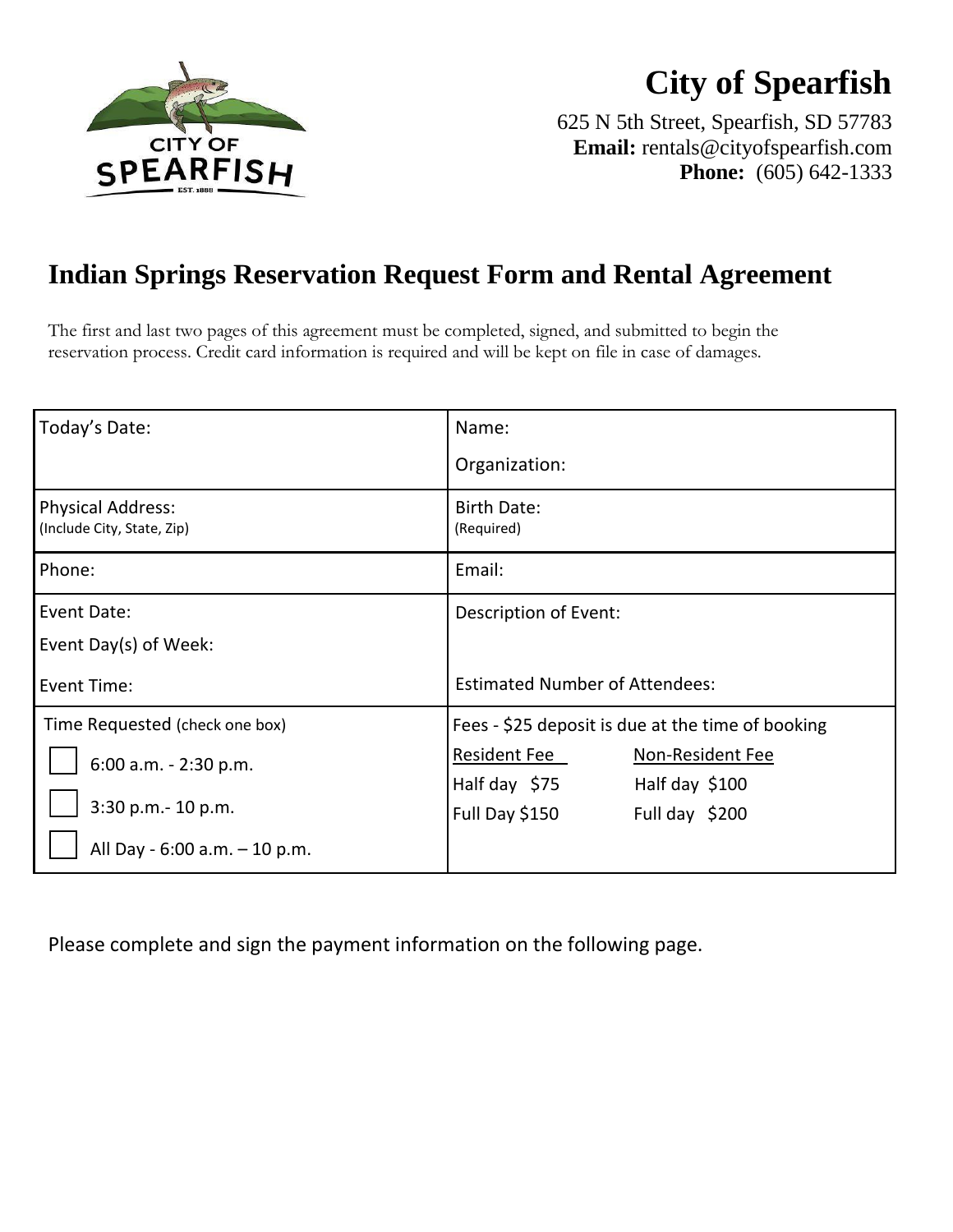# City of Spearfish

625 N 5th Street, Spearfish, SD 57783
**Email:** rentals@cityofspearfish.com
**Phone:** (605) 642-1333

## Indian Springs Reservation Request Form and Rental Agreement

The first and last two pages of this agreement must be completed, signed, and submitted to begin the reservation process. Credit card information is required and will be kept on file in case of damages.

| | |
|---|---|
| Today's Date: | Name:<br>Organization: |
| Physical Address:<br>(Include City, State, Zip) | Birth Date:<br>(Required) |
| Phone: | Email: |
| Event Date:<br>Event Day(s) of Week:<br>Event Time: | Description of Event:<br><br>Estimated Number of Attendees: |
| Time Requested (check one box)<br>☐ 6:00 a.m. - 2:30 p.m.<br>☐ 3:30 p.m.- 10 p.m.<br>☐ All Day - 6:00 a.m. – 10 p.m. | Fees - $25 deposit is due at the time of booking<br>Resident Fee: Half day $75, Full Day $150<br>Non-Resident Fee: Half day $100, Full day $200 |

Please complete and sign the payment information on the following page.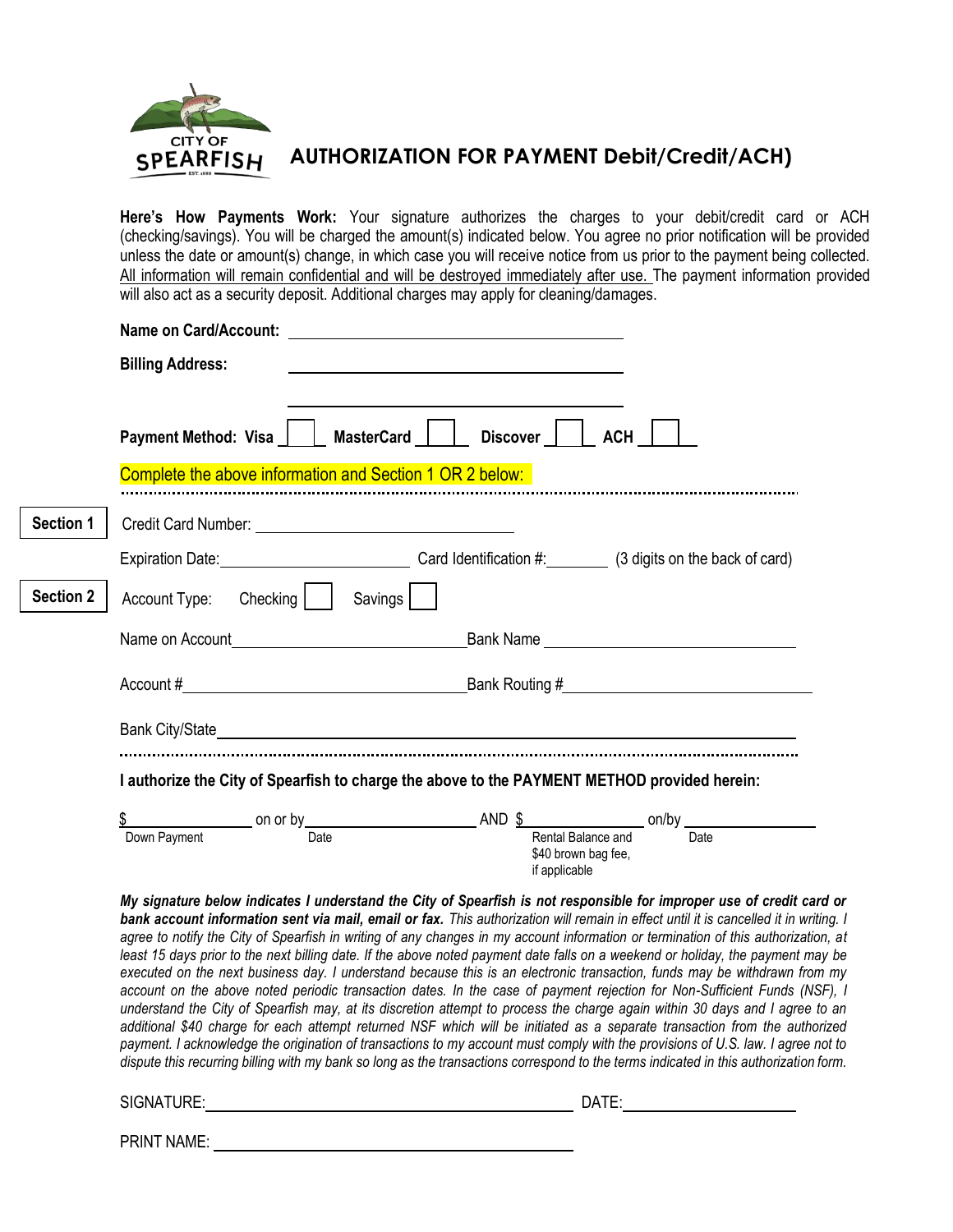CITY OF SPEARFISH

# AUTHORIZATION FOR PAYMENT Debit/Credit/ACH)

**Here's How Payments Work:** Your signature authorizes the charges to your debit/credit card or ACH (checking/savings). You will be charged the amount(s) indicated below. You agree no prior notification will be provided unless the date or amount(s) change, in which case you will receive notice from us prior to the payment being collected. <u>All information will remain confidential and will be destroyed immediately after use.</u> The payment information provided will also act as a security deposit. Additional charges may apply for cleaning/damages.

**Name on Card/Account:** ______________________________

**Billing Address:** ______________________________

______________________________

**Payment Method: Visa** ☐ **MasterCard** ☐ **Discover** ☐ **ACH** ☐

Complete the above information and Section 1 OR 2 below:

---

**Section 1**

Credit Card Number: ______________________________

Expiration Date: ____________________ Card Identification #: ________ (3 digits on the back of card)

**Section 2**

Account Type: Checking ☐ Savings ☐

Name on Account ____________________ Bank Name ____________________

Account # ____________________ Bank Routing # ____________________

Bank City/State ______________________________

---

**I authorize the City of Spearfish to charge the above to the PAYMENT METHOD provided herein:**

$ ____________ on or by ____________ AND $ ____________ on/by ____________

Down Payment — Date — Rental Balance and $40 brown bag fee, if applicable — Date

***My signature below indicates I understand the City of Spearfish is not responsible for improper use of credit card or bank account information sent via mail, email or fax.*** *This authorization will remain in effect until it is cancelled it in writing. I agree to notify the City of Spearfish in writing of any changes in my account information or termination of this authorization, at least 15 days prior to the next billing date. If the above noted payment date falls on a weekend or holiday, the payment may be executed on the next business day. I understand because this is an electronic transaction, funds may be withdrawn from my account on the above noted periodic transaction dates. In the case of payment rejection for Non-Sufficient Funds (NSF), I understand the City of Spearfish may, at its discretion attempt to process the charge again within 30 days and I agree to an additional $40 charge for each attempt returned NSF which will be initiated as a separate transaction from the authorized payment. I acknowledge the origination of transactions to my account must comply with the provisions of U.S. law. I agree not to dispute this recurring billing with my bank so long as the transactions correspond to the terms indicated in this authorization form.*

SIGNATURE: ______________________________ DATE: ____________________

PRINT NAME: ______________________________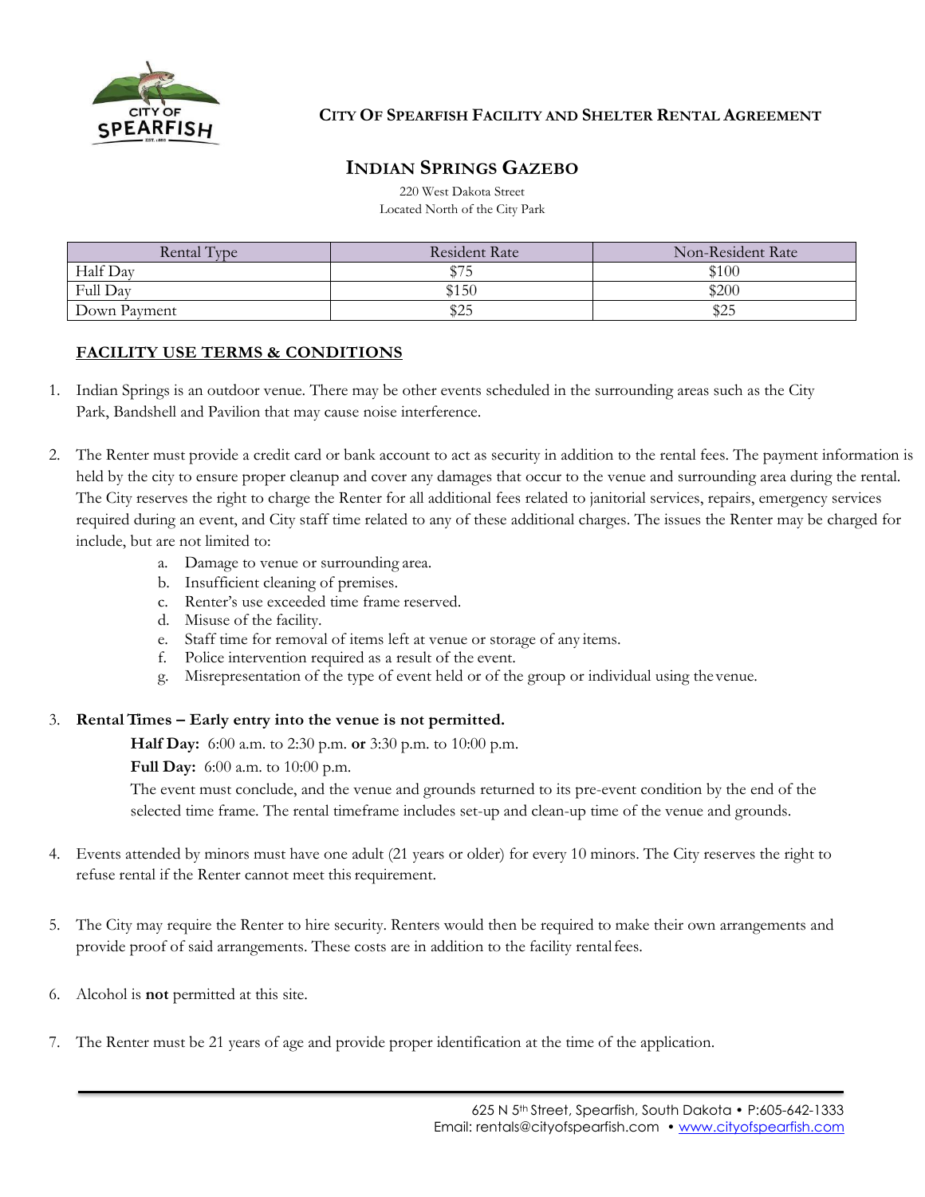**CITY OF SPEARFISH FACILITY AND SHELTER RENTAL AGREEMENT**

# INDIAN SPRINGS GAZEBO

220 West Dakota Street
Located North of the City Park

| Rental Type | Resident Rate | Non-Resident Rate |
| --- | --- | --- |
| Half Day | $75 | $100 |
| Full Day | $150 | $200 |
| Down Payment | $25 | $25 |

## FACILITY USE TERMS & CONDITIONS

1. Indian Springs is an outdoor venue. There may be other events scheduled in the surrounding areas such as the City Park, Bandshell and Pavilion that may cause noise interference.

2. The Renter must provide a credit card or bank account to act as security in addition to the rental fees. The payment information is held by the city to ensure proper cleanup and cover any damages that occur to the venue and surrounding area during the rental. The City reserves the right to charge the Renter for all additional fees related to janitorial services, repairs, emergency services required during an event, and City staff time related to any of these additional charges. The issues the Renter may be charged for include, but are not limited to:
   a. Damage to venue or surrounding area.
   b. Insufficient cleaning of premises.
   c. Renter's use exceeded time frame reserved.
   d. Misuse of the facility.
   e. Staff time for removal of items left at venue or storage of any items.
   f. Police intervention required as a result of the event.
   g. Misrepresentation of the type of event held or of the group or individual using the venue.

3. **Rental Times – Early entry into the venue is not permitted.**

   **Half Day:** 6:00 a.m. to 2:30 p.m. **or** 3:30 p.m. to 10:00 p.m.

   **Full Day:** 6:00 a.m. to 10:00 p.m.

   The event must conclude, and the venue and grounds returned to its pre-event condition by the end of the selected time frame. The rental timeframe includes set-up and clean-up time of the venue and grounds.

4. Events attended by minors must have one adult (21 years or older) for every 10 minors. The City reserves the right to refuse rental if the Renter cannot meet this requirement.

5. The City may require the Renter to hire security. Renters would then be required to make their own arrangements and provide proof of said arrangements. These costs are in addition to the facility rental fees.

6. Alcohol is **not** permitted at this site.

7. The Renter must be 21 years of age and provide proper identification at the time of the application.

625 N 5th Street, Spearfish, South Dakota • P:605-642-1333
Email: rentals@cityofspearfish.com • www.cityofspearfish.com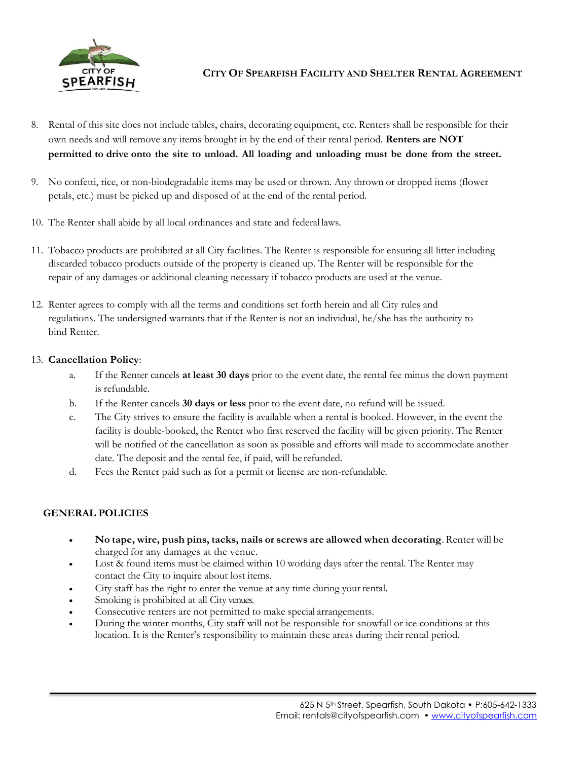8. Rental of this site does not include tables, chairs, decorating equipment, etc. Renters shall be responsible for their own needs and will remove any items brought in by the end of their rental period. **Renters are NOT permitted to drive onto the site to unload. All loading and unloading must be done from the street.**

9. No confetti, rice, or non-biodegradable items may be used or thrown. Any thrown or dropped items (flower petals, etc.) must be picked up and disposed of at the end of the rental period.

10. The Renter shall abide by all local ordinances and state and federal laws.

11. Tobacco products are prohibited at all City facilities. The Renter is responsible for ensuring all litter including discarded tobacco products outside of the property is cleaned up. The Renter will be responsible for the repair of any damages or additional cleaning necessary if tobacco products are used at the venue.

12. Renter agrees to comply with all the terms and conditions set forth herein and all City rules and regulations. The undersigned warrants that if the Renter is not an individual, he/she has the authority to bind Renter.

13. **Cancellation Policy**:
    a. If the Renter cancels **at least 30 days** prior to the event date, the rental fee minus the down payment is refundable.
    b. If the Renter cancels **30 days or less** prior to the event date, no refund will be issued.
    c. The City strives to ensure the facility is available when a rental is booked. However, in the event the facility is double-booked, the Renter who first reserved the facility will be given priority. The Renter will be notified of the cancellation as soon as possible and efforts will made to accommodate another date. The deposit and the rental fee, if paid, will be refunded.
    d. Fees the Renter paid such as for a permit or license are non-refundable.

## GENERAL POLICIES

- **No tape, wire, push pins, tacks, nails or screws are allowed when decorating**. Renter will be charged for any damages at the venue.
- Lost & found items must be claimed within 10 working days after the rental. The Renter may contact the City to inquire about lost items.
- City staff has the right to enter the venue at any time during your rental.
- Smoking is prohibited at all City venues.
- Consecutive renters are not permitted to make special arrangements.
- During the winter months, City staff will not be responsible for snowfall or ice conditions at this location. It is the Renter's responsibility to maintain these areas during their rental period.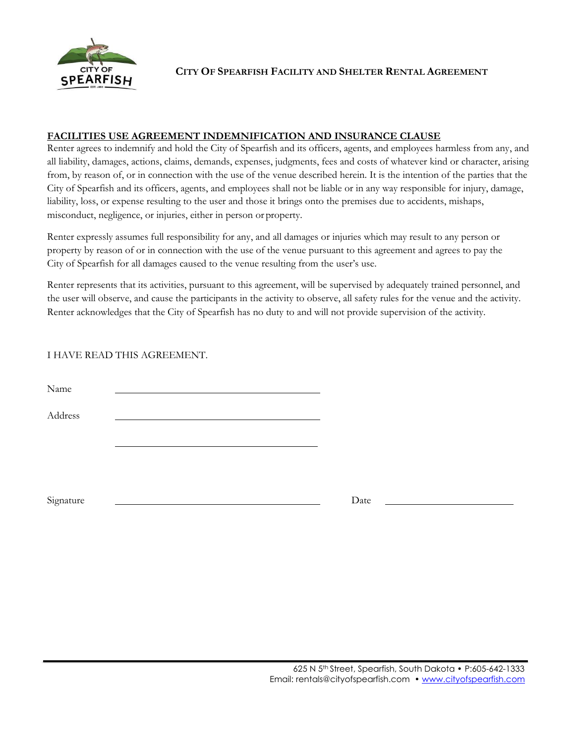**CITY OF SPEARFISH FACILITY AND SHELTER RENTAL AGREEMENT**

**FACILITIES USE AGREEMENT INDEMNIFICATION AND INSURANCE CLAUSE**

Renter agrees to indemnify and hold the City of Spearfish and its officers, agents, and employees harmless from any, and all liability, damages, actions, claims, demands, expenses, judgments, fees and costs of whatever kind or character, arising from, by reason of, or in connection with the use of the venue described herein. It is the intention of the parties that the City of Spearfish and its officers, agents, and employees shall not be liable or in any way responsible for injury, damage, liability, loss, or expense resulting to the user and those it brings onto the premises due to accidents, mishaps, misconduct, negligence, or injuries, either in person or property.

Renter expressly assumes full responsibility for any, and all damages or injuries which may result to any person or property by reason of or in connection with the use of the venue pursuant to this agreement and agrees to pay the City of Spearfish for all damages caused to the venue resulting from the user's use.

Renter represents that its activities, pursuant to this agreement, will be supervised by adequately trained personnel, and the user will observe, and cause the participants in the activity to observe, all safety rules for the venue and the activity. Renter acknowledges that the City of Spearfish has no duty to and will not provide supervision of the activity.

I HAVE READ THIS AGREEMENT.

Name ______________________________

Address ______________________________

______________________________

Signature ______________________________ Date ____________________

625 N 5th Street, Spearfish, South Dakota • P:605-642-1333
Email: rentals@cityofspearfish.com • www.cityofspearfish.com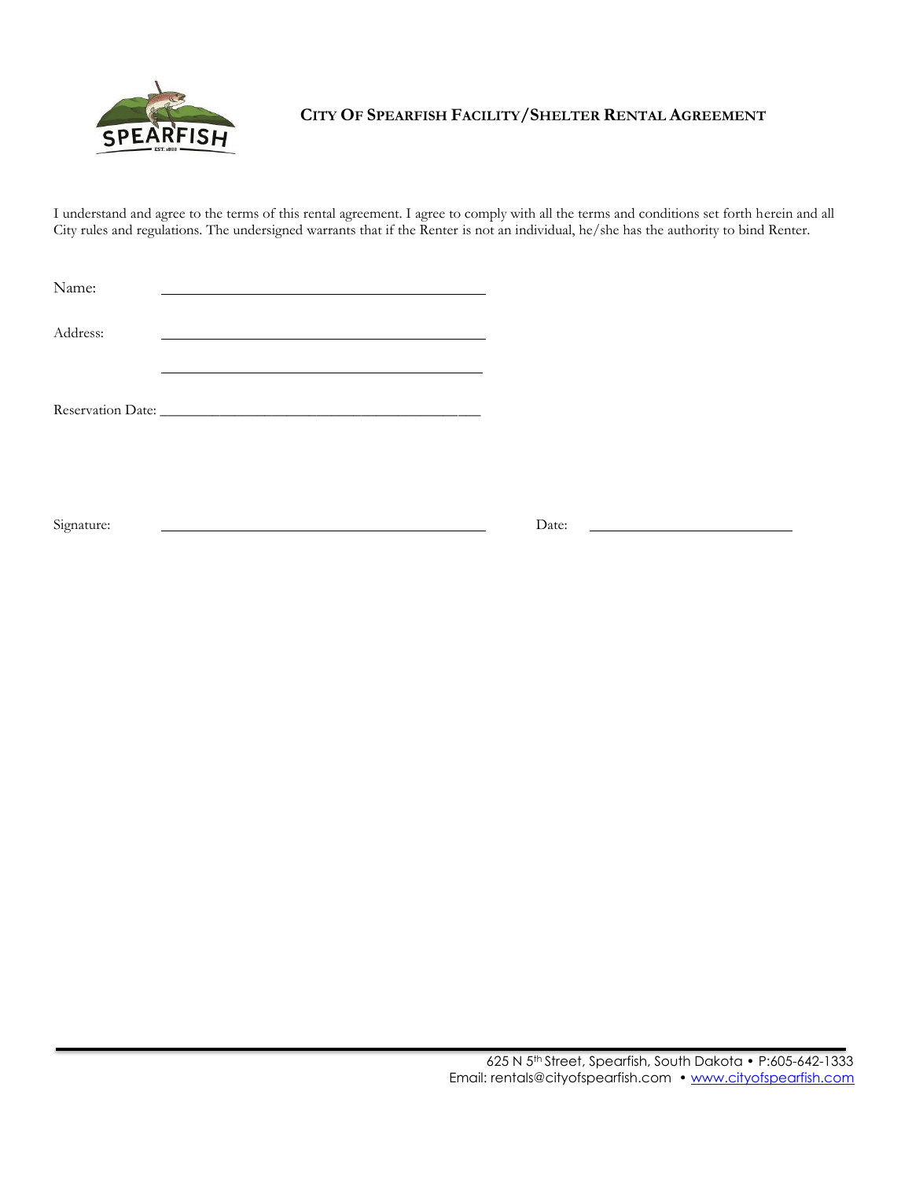## City Of Spearfish Facility/Shelter Rental Agreement

I understand and agree to the terms of this rental agreement. I agree to comply with all the terms and conditions set forth herein and all City rules and regulations. The undersigned warrants that if the Renter is not an individual, he/she has the authority to bind Renter.

Name: ______________________________________________

Address: ______________________________________________

______________________________________________

Reservation Date: ______________________________________________

Signature: ______________________________________________ Date: ______________________________

625 N 5th Street, Spearfish, South Dakota • P:605-642-1333
Email: rentals@cityofspearfish.com • www.cityofspearfish.com